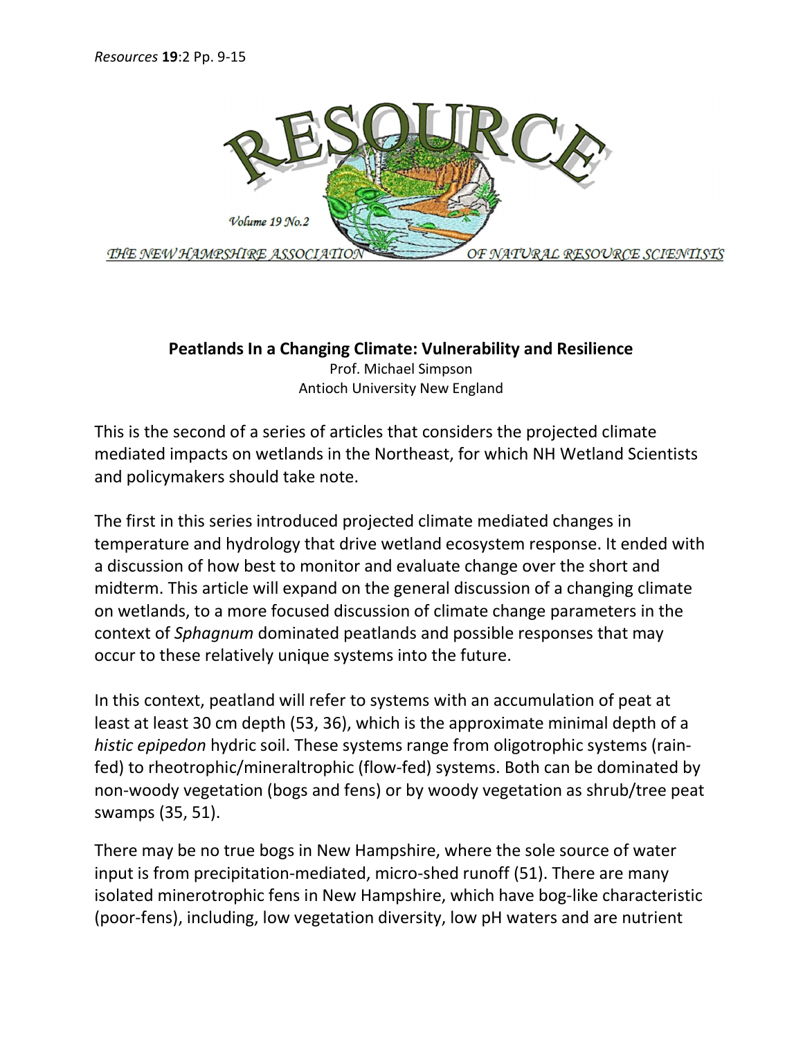# Peatlands In a Changing Climate: Vulnerability and Resilience

Prof. Michael Simpson
Antioch University New England

This is the second of a series of articles that considers the projected climate mediated impacts on wetlands in the Northeast, for which NH Wetland Scientists and policymakers should take note.

The first in this series introduced projected climate mediated changes in temperature and hydrology that drive wetland ecosystem response. It ended with a discussion of how best to monitor and evaluate change over the short and midterm. This article will expand on the general discussion of a changing climate on wetlands, to a more focused discussion of climate change parameters in the context of *Sphagnum* dominated peatlands and possible responses that may occur to these relatively unique systems into the future.

In this context, peatland will refer to systems with an accumulation of peat at least at least 30 cm depth (53, 36), which is the approximate minimal depth of a *histic epipedon* hydric soil. These systems range from oligotrophic systems (rain-fed) to rheotrophic/mineraltrophic (flow-fed) systems. Both can be dominated by non-woody vegetation (bogs and fens) or by woody vegetation as shrub/tree peat swamps (35, 51).

There may be no true bogs in New Hampshire, where the sole source of water input is from precipitation-mediated, micro-shed runoff (51). There are many isolated minerotrophic fens in New Hampshire, which have bog-like characteristic (poor-fens), including, low vegetation diversity, low pH waters and are nutrient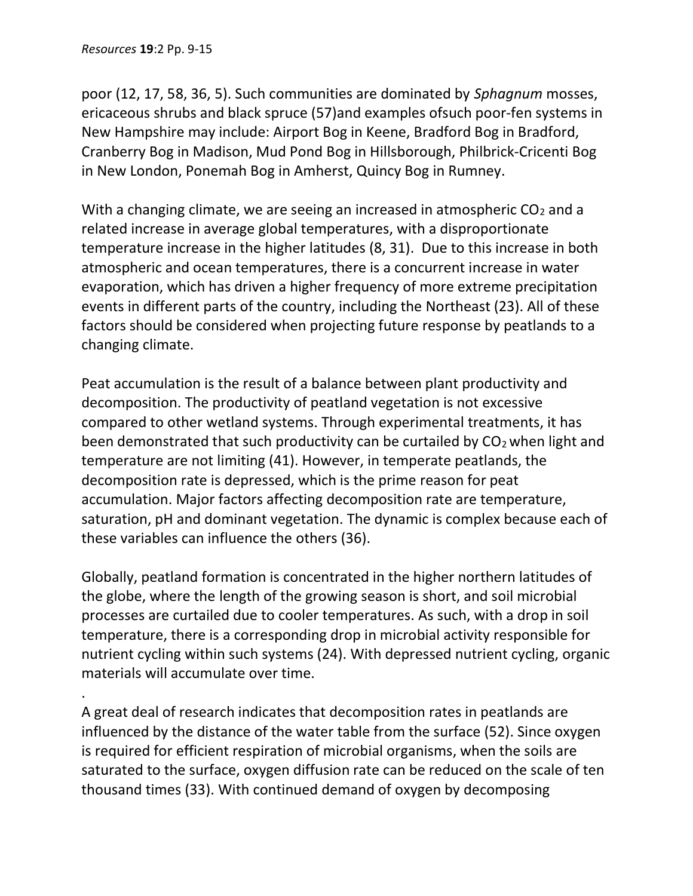poor (12, 17, 58, 36, 5). Such communities are dominated by *Sphagnum* mosses, ericaceous shrubs and black spruce (57)and examples ofsuch poor-fen systems in New Hampshire may include: Airport Bog in Keene, Bradford Bog in Bradford, Cranberry Bog in Madison, Mud Pond Bog in Hillsborough, Philbrick-Cricenti Bog in New London, Ponemah Bog in Amherst, Quincy Bog in Rumney.

With a changing climate, we are seeing an increased in atmospheric $CO_2$ and a related increase in average global temperatures, with a disproportionate temperature increase in the higher latitudes (8, 31). Due to this increase in both atmospheric and ocean temperatures, there is a concurrent increase in water evaporation, which has driven a higher frequency of more extreme precipitation events in different parts of the country, including the Northeast (23). All of these factors should be considered when projecting future response by peatlands to a changing climate.

Peat accumulation is the result of a balance between plant productivity and decomposition. The productivity of peatland vegetation is not excessive compared to other wetland systems. Through experimental treatments, it has been demonstrated that such productivity can be curtailed by $CO_2$ when light and temperature are not limiting (41). However, in temperate peatlands, the decomposition rate is depressed, which is the prime reason for peat accumulation. Major factors affecting decomposition rate are temperature, saturation, pH and dominant vegetation. The dynamic is complex because each of these variables can influence the others (36).

Globally, peatland formation is concentrated in the higher northern latitudes of the globe, where the length of the growing season is short, and soil microbial processes are curtailed due to cooler temperatures. As such, with a drop in soil temperature, there is a corresponding drop in microbial activity responsible for nutrient cycling within such systems (24). With depressed nutrient cycling, organic materials will accumulate over time.

.
A great deal of research indicates that decomposition rates in peatlands are influenced by the distance of the water table from the surface (52). Since oxygen is required for efficient respiration of microbial organisms, when the soils are saturated to the surface, oxygen diffusion rate can be reduced on the scale of ten thousand times (33). With continued demand of oxygen by decomposing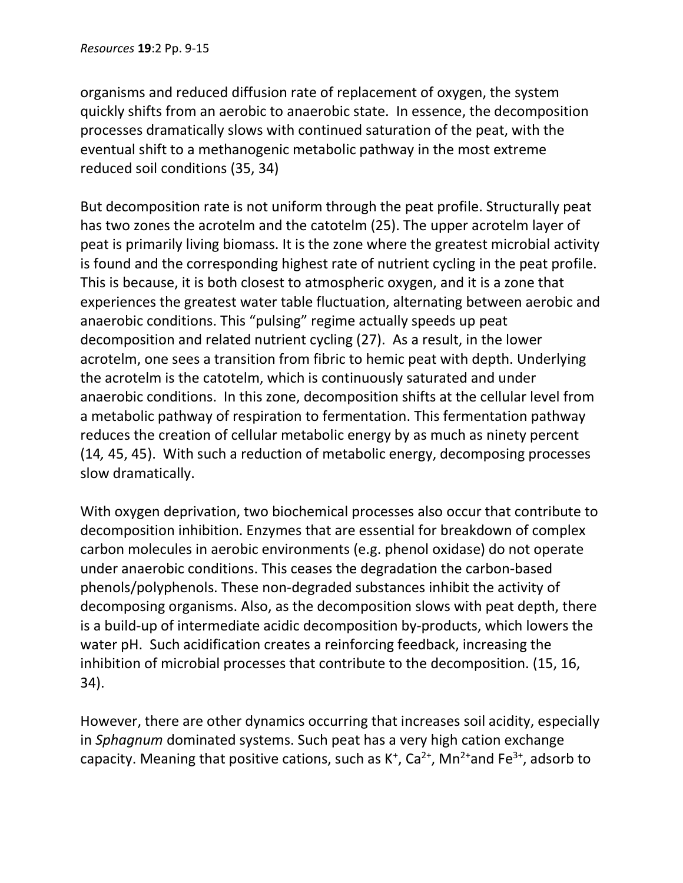organisms and reduced diffusion rate of replacement of oxygen, the system quickly shifts from an aerobic to anaerobic state. In essence, the decomposition processes dramatically slows with continued saturation of the peat, with the eventual shift to a methanogenic metabolic pathway in the most extreme reduced soil conditions (35, 34)

But decomposition rate is not uniform through the peat profile. Structurally peat has two zones the acrotelm and the catotelm (25). The upper acrotelm layer of peat is primarily living biomass. It is the zone where the greatest microbial activity is found and the corresponding highest rate of nutrient cycling in the peat profile. This is because, it is both closest to atmospheric oxygen, and it is a zone that experiences the greatest water table fluctuation, alternating between aerobic and anaerobic conditions. This "pulsing" regime actually speeds up peat decomposition and related nutrient cycling (27). As a result, in the lower acrotelm, one sees a transition from fibric to hemic peat with depth. Underlying the acrotelm is the catotelm, which is continuously saturated and under anaerobic conditions. In this zone, decomposition shifts at the cellular level from a metabolic pathway of respiration to fermentation. This fermentation pathway reduces the creation of cellular metabolic energy by as much as ninety percent (14*,* 45, 45). With such a reduction of metabolic energy, decomposing processes slow dramatically.

With oxygen deprivation, two biochemical processes also occur that contribute to decomposition inhibition. Enzymes that are essential for breakdown of complex carbon molecules in aerobic environments (e.g. phenol oxidase) do not operate under anaerobic conditions. This ceases the degradation the carbon-based phenols/polyphenols. These non-degraded substances inhibit the activity of decomposing organisms. Also, as the decomposition slows with peat depth, there is a build-up of intermediate acidic decomposition by-products, which lowers the water pH. Such acidification creates a reinforcing feedback, increasing the inhibition of microbial processes that contribute to the decomposition. (15, 16, 34).

However, there are other dynamics occurring that increases soil acidity, especially in *Sphagnum* dominated systems. Such peat has a very high cation exchange capacity. Meaning that positive cations, such as $K^+$, $Ca^{2+}$, $Mn^{2+}$and $Fe^{3+}$, adsorb to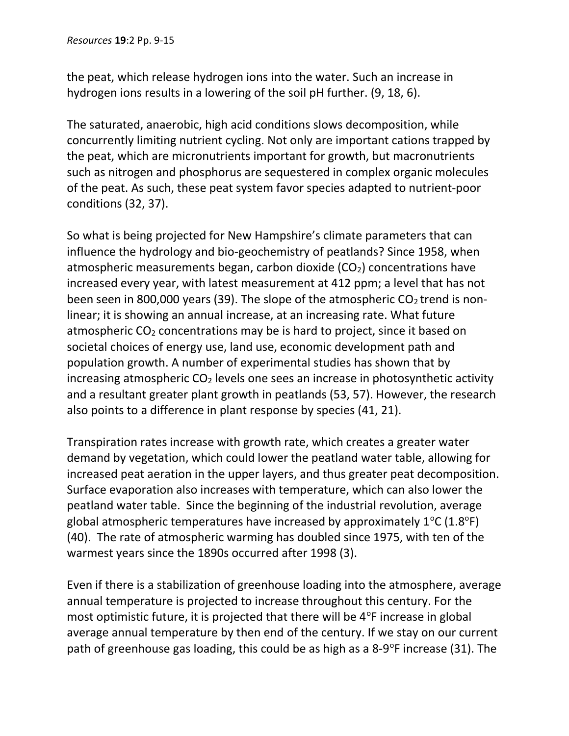the peat, which release hydrogen ions into the water. Such an increase in hydrogen ions results in a lowering of the soil pH further. (9, 18, 6).

The saturated, anaerobic, high acid conditions slows decomposition, while concurrently limiting nutrient cycling. Not only are important cations trapped by the peat, which are micronutrients important for growth, but macronutrients such as nitrogen and phosphorus are sequestered in complex organic molecules of the peat. As such, these peat system favor species adapted to nutrient-poor conditions (32, 37).

So what is being projected for New Hampshire's climate parameters that can influence the hydrology and bio-geochemistry of peatlands? Since 1958, when atmospheric measurements began, carbon dioxide ($CO_2$) concentrations have increased every year, with latest measurement at 412 ppm; a level that has not been seen in 800,000 years (39). The slope of the atmospheric $CO_2$ trend is non-linear; it is showing an annual increase, at an increasing rate. What future atmospheric $CO_2$ concentrations may be is hard to project, since it based on societal choices of energy use, land use, economic development path and population growth. A number of experimental studies has shown that by increasing atmospheric $CO_2$ levels one sees an increase in photosynthetic activity and a resultant greater plant growth in peatlands (53, 57). However, the research also points to a difference in plant response by species (41, 21).

Transpiration rates increase with growth rate, which creates a greater water demand by vegetation, which could lower the peatland water table, allowing for increased peat aeration in the upper layers, and thus greater peat decomposition. Surface evaporation also increases with temperature, which can also lower the peatland water table. Since the beginning of the industrial revolution, average global atmospheric temperatures have increased by approximately 1°C (1.8°F) (40). The rate of atmospheric warming has doubled since 1975, with ten of the warmest years since the 1890s occurred after 1998 (3).

Even if there is a stabilization of greenhouse loading into the atmosphere, average annual temperature is projected to increase throughout this century. For the most optimistic future, it is projected that there will be 4°F increase in global average annual temperature by then end of the century. If we stay on our current path of greenhouse gas loading, this could be as high as a 8-9°F increase (31). The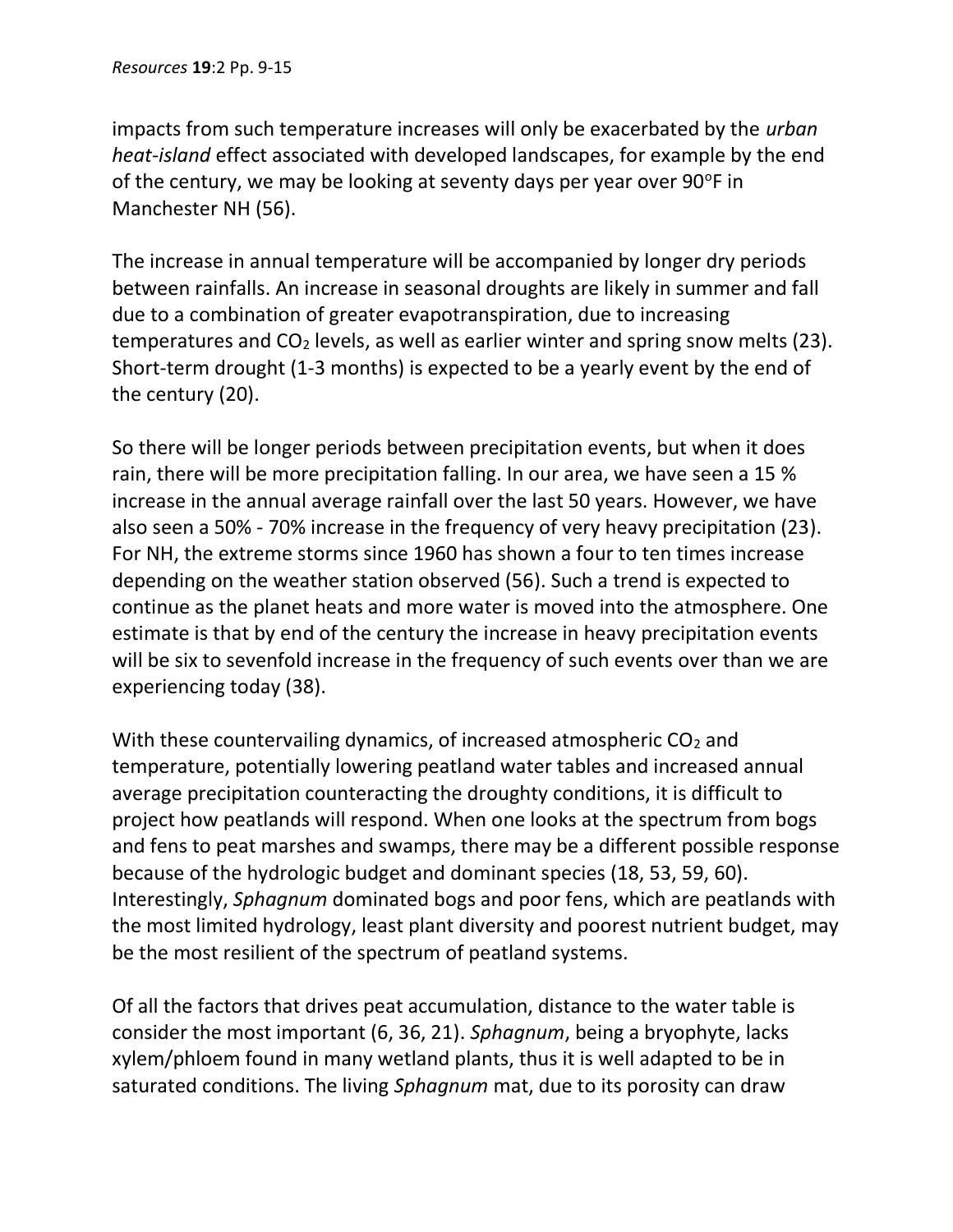impacts from such temperature increases will only be exacerbated by the *urban heat-island* effect associated with developed landscapes, for example by the end of the century, we may be looking at seventy days per year over 90°F in Manchester NH (56).

The increase in annual temperature will be accompanied by longer dry periods between rainfalls. An increase in seasonal droughts are likely in summer and fall due to a combination of greater evapotranspiration, due to increasing temperatures and $CO_2$ levels, as well as earlier winter and spring snow melts (23). Short-term drought (1-3 months) is expected to be a yearly event by the end of the century (20).

So there will be longer periods between precipitation events, but when it does rain, there will be more precipitation falling. In our area, we have seen a 15 % increase in the annual average rainfall over the last 50 years. However, we have also seen a 50% - 70% increase in the frequency of very heavy precipitation (23). For NH, the extreme storms since 1960 has shown a four to ten times increase depending on the weather station observed (56). Such a trend is expected to continue as the planet heats and more water is moved into the atmosphere. One estimate is that by end of the century the increase in heavy precipitation events will be six to sevenfold increase in the frequency of such events over than we are experiencing today (38).

With these countervailing dynamics, of increased atmospheric $CO_2$ and temperature, potentially lowering peatland water tables and increased annual average precipitation counteracting the droughty conditions, it is difficult to project how peatlands will respond. When one looks at the spectrum from bogs and fens to peat marshes and swamps, there may be a different possible response because of the hydrologic budget and dominant species (18, 53, 59, 60). Interestingly, *Sphagnum* dominated bogs and poor fens, which are peatlands with the most limited hydrology, least plant diversity and poorest nutrient budget, may be the most resilient of the spectrum of peatland systems.

Of all the factors that drives peat accumulation, distance to the water table is consider the most important (6, 36, 21). *Sphagnum*, being a bryophyte, lacks xylem/phloem found in many wetland plants, thus it is well adapted to be in saturated conditions. The living *Sphagnum* mat, due to its porosity can draw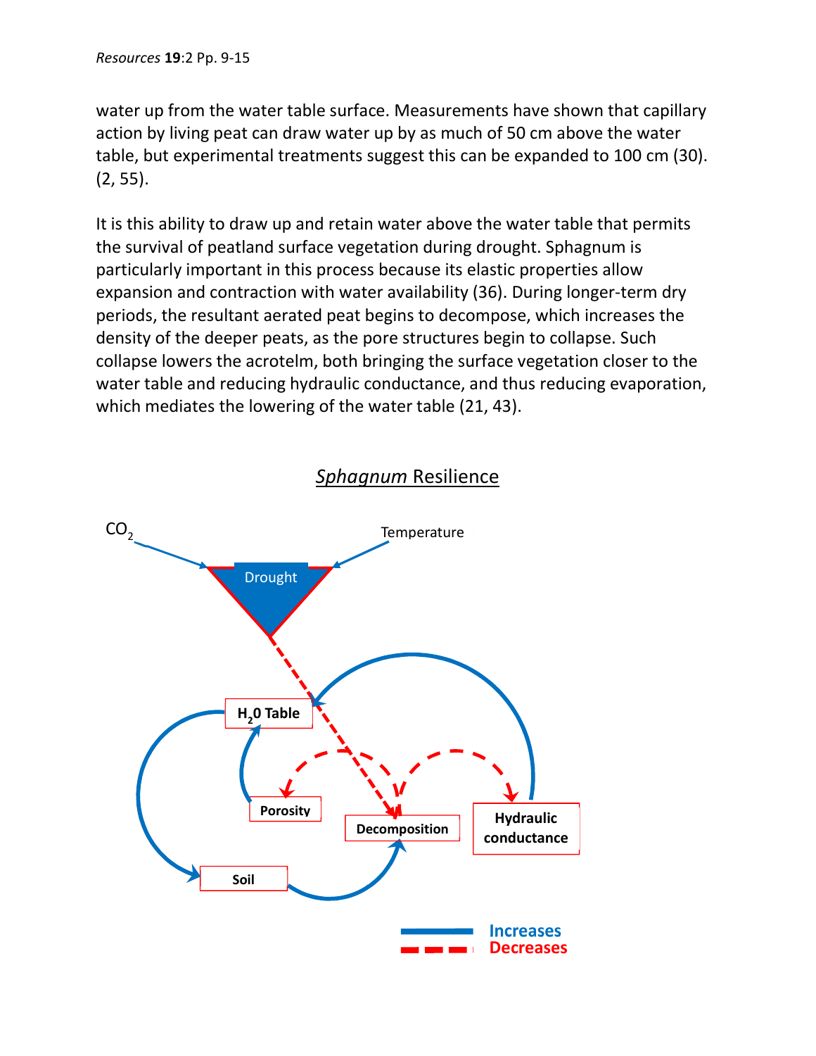water up from the water table surface. Measurements have shown that capillary action by living peat can draw water up by as much of 50 cm above the water table, but experimental treatments suggest this can be expanded to 100 cm (30). (2, 55).

It is this ability to draw up and retain water above the water table that permits the survival of peatland surface vegetation during drought. Sphagnum is particularly important in this process because its elastic properties allow expansion and contraction with water availability (36). During longer-term dry periods, the resultant aerated peat begins to decompose, which increases the density of the deeper peats, as the pore structures begin to collapse. Such collapse lowers the acrotelm, both bringing the surface vegetation closer to the water table and reducing hydraulic conductance, and thus reducing evaporation, which mediates the lowering of the water table (21, 43).

*Sphagnum* Resilience

$CO_2$

Temperature

Drought

$H_2O$ Table

Porosity

Decomposition

Hydraulic conductance

Soil

Increases

Decreases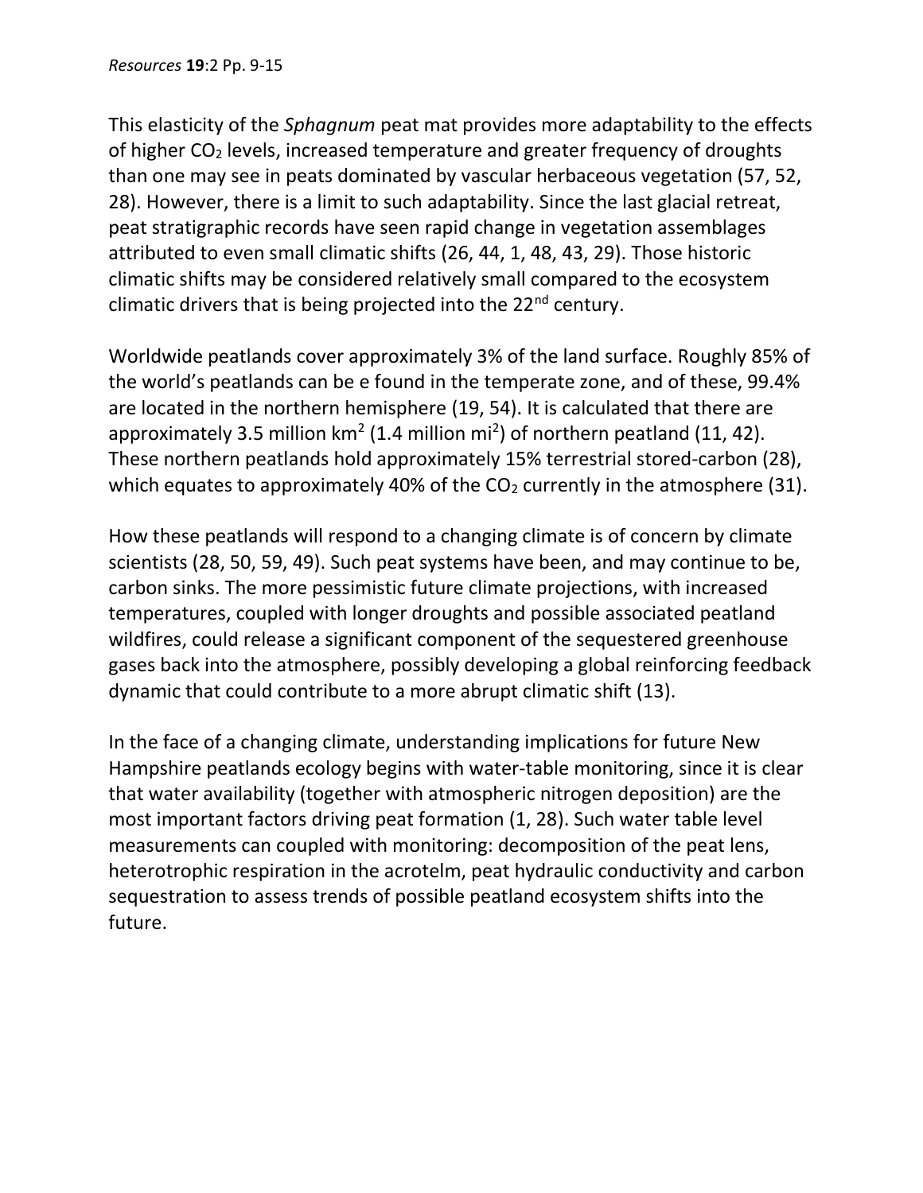This elasticity of the *Sphagnum* peat mat provides more adaptability to the effects of higher $CO_2$ levels, increased temperature and greater frequency of droughts than one may see in peats dominated by vascular herbaceous vegetation (57, 52, 28). However, there is a limit to such adaptability. Since the last glacial retreat, peat stratigraphic records have seen rapid change in vegetation assemblages attributed to even small climatic shifts (26, 44, 1, 48, 43, 29). Those historic climatic shifts may be considered relatively small compared to the ecosystem climatic drivers that is being projected into the 22nd century.

Worldwide peatlands cover approximately 3% of the land surface. Roughly 85% of the world's peatlands can be e found in the temperate zone, and of these, 99.4% are located in the northern hemisphere (19, 54). It is calculated that there are approximately 3.5 million $km^2$ (1.4 million $mi^2$) of northern peatland (11, 42). These northern peatlands hold approximately 15% terrestrial stored-carbon (28), which equates to approximately 40% of the $CO_2$ currently in the atmosphere (31).

How these peatlands will respond to a changing climate is of concern by climate scientists (28, 50, 59, 49). Such peat systems have been, and may continue to be, carbon sinks. The more pessimistic future climate projections, with increased temperatures, coupled with longer droughts and possible associated peatland wildfires, could release a significant component of the sequestered greenhouse gases back into the atmosphere, possibly developing a global reinforcing feedback dynamic that could contribute to a more abrupt climatic shift (13).

In the face of a changing climate, understanding implications for future New Hampshire peatlands ecology begins with water-table monitoring, since it is clear that water availability (together with atmospheric nitrogen deposition) are the most important factors driving peat formation (1, 28). Such water table level measurements can coupled with monitoring: decomposition of the peat lens, heterotrophic respiration in the acrotelm, peat hydraulic conductivity and carbon sequestration to assess trends of possible peatland ecosystem shifts into the future.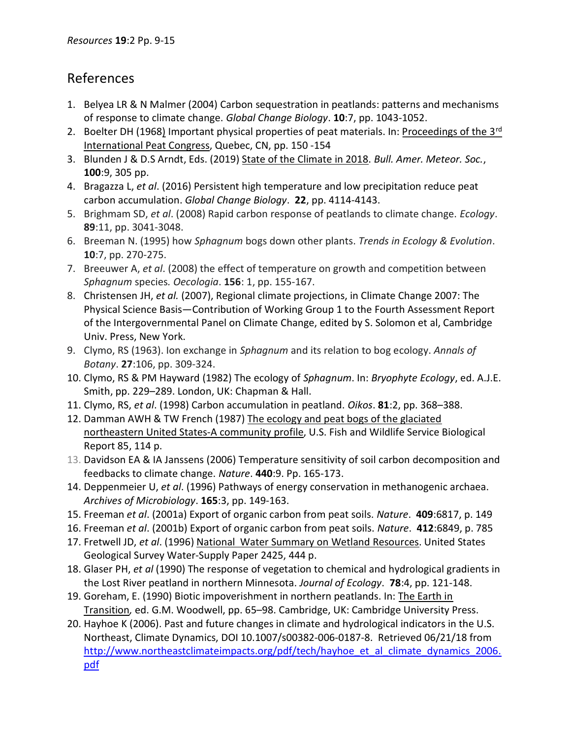## References

1. Belyea LR & N Malmer (2004) Carbon sequestration in peatlands: patterns and mechanisms of response to climate change. *Global Change Biology*. **10**:7, pp. 1043-1052.
2. Boelter DH (1968) Important physical properties of peat materials. In: Proceedings of the 3rd International Peat Congress, Quebec, CN, pp. 150 -154
3. Blunden J & D.S Arndt, Eds. (2019) State of the Climate in 2018. *Bull. Amer. Meteor. Soc.*, **100**:9, 305 pp.
4. Bragazza L, *et al*. (2016) Persistent high temperature and low precipitation reduce peat carbon accumulation. *Global Change Biology*. **22**, pp. 4114-4143.
5. Brighmam SD, *et al*. (2008) Rapid carbon response of peatlands to climate change. *Ecology*. **89**:11, pp. 3041-3048.
6. Breeman N. (1995) how *Sphagnum* bogs down other plants. *Trends in Ecology & Evolution*. **10**:7, pp. 270-275.
7. Breeuwer A, *et al*. (2008) the effect of temperature on growth and competition between *Sphagnum* species. *Oecologia*. **156**: 1, pp. 155-167.
8. Christensen JH, *et al.* (2007), Regional climate projections, in Climate Change 2007: The Physical Science Basis—Contribution of Working Group 1 to the Fourth Assessment Report of the Intergovernmental Panel on Climate Change, edited by S. Solomon et al, Cambridge Univ. Press, New York.
9. Clymo, RS (1963). Ion exchange in *Sphagnum* and its relation to bog ecology. *Annals of Botany*. **27**:106, pp. 309-324.
10. Clymo, RS & PM Hayward (1982) The ecology of *Sphagnum*. In: *Bryophyte Ecology*, ed. A.J.E. Smith, pp. 229–289. London, UK: Chapman & Hall.
11. Clymo, RS, *et al*. (1998) Carbon accumulation in peatland. *Oikos*. **81**:2, pp. 368–388.
12. Damman AWH & TW French (1987) The ecology and peat bogs of the glaciated northeastern United States-A community profile, U.S. Fish and Wildlife Service Biological Report 85, 114 p.
13. Davidson EA & IA Janssens (2006) Temperature sensitivity of soil carbon decomposition and feedbacks to climate change. *Nature*. **440**:9. Pp. 165-173.
14. Deppenmeier U, *et al*. (1996) Pathways of energy conservation in methanogenic archaea. *Archives of Microbiology*. **165**:3, pp. 149-163.
15. Freeman *et al*. (2001a) Export of organic carbon from peat soils. *Nature*. **409**:6817, p. 149
16. Freeman *et al*. (2001b) Export of organic carbon from peat soils. *Nature*. **412**:6849, p. 785
17. Fretwell JD, *et al*. (1996) National Water Summary on Wetland Resources. United States Geological Survey Water-Supply Paper 2425, 444 p.
18. Glaser PH, *et al* (1990) The response of vegetation to chemical and hydrological gradients in the Lost River peatland in northern Minnesota. *Journal of Ecology*. **78**:4, pp. 121-148.
19. Goreham, E. (1990) Biotic impoverishment in northern peatlands. In: The Earth in Transition*,* ed. G.M. Woodwell, pp. 65–98. Cambridge, UK: Cambridge University Press.
20. Hayhoe K (2006). Past and future changes in climate and hydrological indicators in the U.S. Northeast, Climate Dynamics, DOI 10.1007/s00382-006-0187-8. Retrieved 06/21/18 from http://www.northeastclimateimpacts.org/pdf/tech/hayhoe_et_al_climate_dynamics_2006.pdf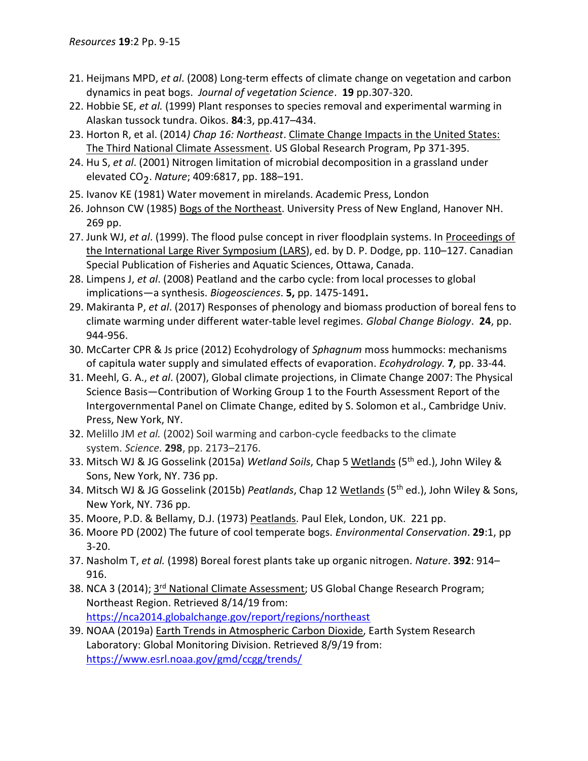21. Heijmans MPD, *et al*. (2008) Long-term effects of climate change on vegetation and carbon dynamics in peat bogs. *Journal of vegetation Science*. **19** pp.307-320.
22. Hobbie SE, *et al.* (1999) Plant responses to species removal and experimental warming in Alaskan tussock tundra. Oikos. **84**:3, pp.417–434.
23. Horton R, et al. (2014*) Chap 16: Northeast*. Climate Change Impacts in the United States: The Third National Climate Assessment. US Global Research Program, Pp 371-395.
24. Hu S, *et al*. (2001) Nitrogen limitation of microbial decomposition in a grassland under elevated $CO_2$. *Nature*; 409:6817, pp. 188–191.
25. Ivanov KE (1981) Water movement in mirelands. Academic Press, London
26. Johnson CW (1985) Bogs of the Northeast. University Press of New England, Hanover NH. 269 pp.
27. Junk WJ, *et al*. (1999). The flood pulse concept in river floodplain systems. In Proceedings of the International Large River Symposium (LARS), ed. by D. P. Dodge, pp. 110–127. Canadian Special Publication of Fisheries and Aquatic Sciences, Ottawa, Canada.
28. Limpens J, *et al*. (2008) Peatland and the carbo cycle: from local processes to global implications—a synthesis. *Biogeosciences*. **5,** pp. 1475-1491**.**
29. Makiranta P, *et al*. (2017) Responses of phenology and biomass production of boreal fens to climate warming under different water-table level regimes. *Global Change Biology*. **24**, pp. 944-956.
30. McCarter CPR & Js price (2012) Ecohydrology of *Sphagnum* moss hummocks: mechanisms of capitula water supply and simulated effects of evaporation. *Ecohydrology.* **7***,* pp. 33-44*.*
31. Meehl, G. A., *et al*. (2007), Global climate projections, in Climate Change 2007: The Physical Science Basis—Contribution of Working Group 1 to the Fourth Assessment Report of the Intergovernmental Panel on Climate Change, edited by S. Solomon et al., Cambridge Univ. Press, New York, NY.
32. Melillo JM *et al.* (2002) Soil warming and carbon-cycle feedbacks to the climate system. *Science*. **298**, pp. 2173–2176.
33. Mitsch WJ & JG Gosselink (2015a) *Wetland Soils*, Chap 5 Wetlands (5th ed.), John Wiley & Sons, New York, NY. 736 pp.
34. Mitsch WJ & JG Gosselink (2015b) *Peatlands*, Chap 12 Wetlands (5th ed.), John Wiley & Sons, New York, NY. 736 pp.
35. Moore, P.D. & Bellamy, D.J. (1973) Peatlands. Paul Elek, London, UK. 221 pp.
36. Moore PD (2002) The future of cool temperate bogs. *Environmental Conservation*. **29**:1, pp 3-20.
37. Nasholm T, *et al.* (1998) Boreal forest plants take up organic nitrogen. *Nature*. **392**: 914–916.
38. NCA 3 (2014); 3rd National Climate Assessment; US Global Change Research Program; Northeast Region. Retrieved 8/14/19 from: https://nca2014.globalchange.gov/report/regions/northeast
39. NOAA (2019a) Earth Trends in Atmospheric Carbon Dioxide, Earth System Research Laboratory: Global Monitoring Division. Retrieved 8/9/19 from: https://www.esrl.noaa.gov/gmd/ccgg/trends/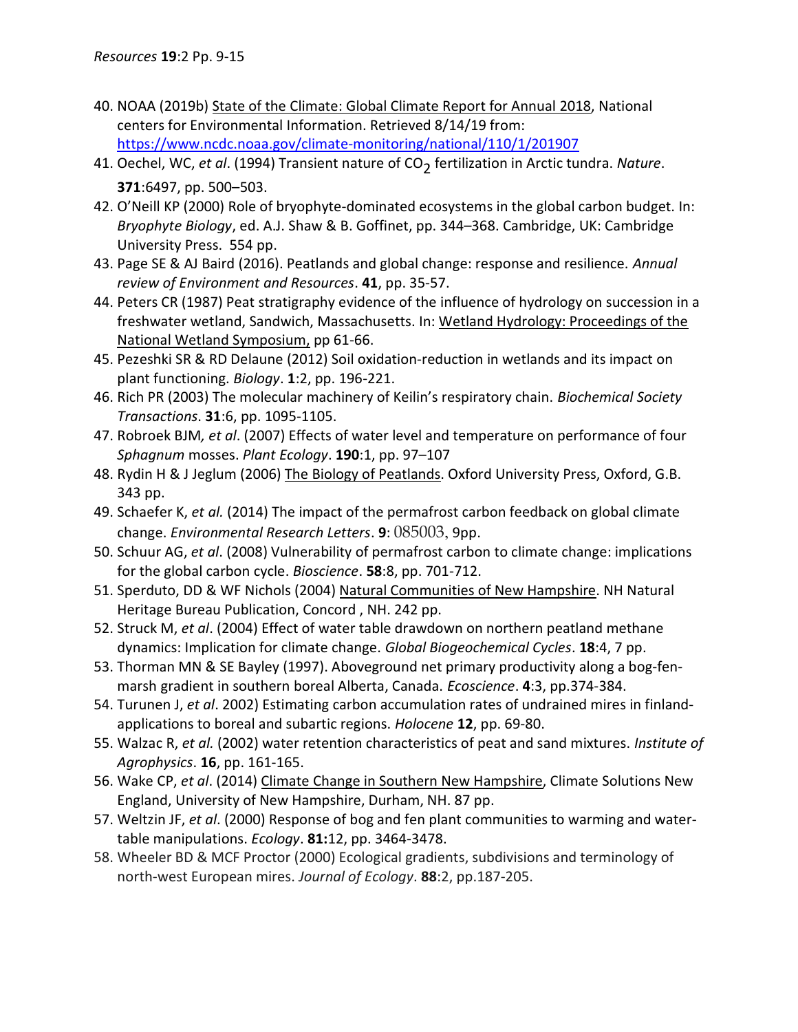40. NOAA (2019b) State of the Climate: Global Climate Report for Annual 2018, National centers for Environmental Information. Retrieved 8/14/19 from: https://www.ncdc.noaa.gov/climate-monitoring/national/110/1/201907
41. Oechel, WC, *et al*. (1994) Transient nature of $CO_2$ fertilization in Arctic tundra. *Nature*. **371**:6497, pp. 500–503.
42. O'Neill KP (2000) Role of bryophyte-dominated ecosystems in the global carbon budget. In: *Bryophyte Biology*, ed. A.J. Shaw & B. Goffinet, pp. 344–368. Cambridge, UK: Cambridge University Press. 554 pp.
43. Page SE & AJ Baird (2016). Peatlands and global change: response and resilience. *Annual review of Environment and Resources*. **41**, pp. 35-57.
44. Peters CR (1987) Peat stratigraphy evidence of the influence of hydrology on succession in a freshwater wetland, Sandwich, Massachusetts. In: Wetland Hydrology: Proceedings of the National Wetland Symposium, pp 61-66.
45. Pezeshki SR & RD Delaune (2012) Soil oxidation-reduction in wetlands and its impact on plant functioning. *Biology*. **1**:2, pp. 196-221.
46. Rich PR (2003) The molecular machinery of Keilin's respiratory chain. *Biochemical Society Transactions*. **31**:6, pp. 1095-1105.
47. Robroek BJM*, et al*. (2007) Effects of water level and temperature on performance of four *Sphagnum* mosses. *Plant Ecology*. **190**:1, pp. 97–107
48. Rydin H & J Jeglum (2006) The Biology of Peatlands. Oxford University Press, Oxford, G.B. 343 pp.
49. Schaefer K, *et al.* (2014) The impact of the permafrost carbon feedback on global climate change. *Environmental Research Letters*. **9**: 085003, 9pp.
50. Schuur AG, *et al*. (2008) Vulnerability of permafrost carbon to climate change: implications for the global carbon cycle. *Bioscience*. **58**:8, pp. 701-712.
51. Sperduto, DD & WF Nichols (2004) Natural Communities of New Hampshire. NH Natural Heritage Bureau Publication, Concord , NH. 242 pp.
52. Struck M, *et al*. (2004) Effect of water table drawdown on northern peatland methane dynamics: Implication for climate change. *Global Biogeochemical Cycles*. **18**:4, 7 pp.
53. Thorman MN & SE Bayley (1997). Aboveground net primary productivity along a bog-fen-marsh gradient in southern boreal Alberta, Canada. *Ecoscience*. **4**:3, pp.374-384.
54. Turunen J, *et al*. 2002) Estimating carbon accumulation rates of undrained mires in finland-applications to boreal and subartic regions. *Holocene* **12**, pp. 69-80.
55. Walzac R, *et al.* (2002) water retention characteristics of peat and sand mixtures. *Institute of Agrophysics*. **16**, pp. 161-165.
56. Wake CP, *et al*. (2014) Climate Change in Southern New Hampshire, Climate Solutions New England, University of New Hampshire, Durham, NH. 87 pp.
57. Weltzin JF, *et al*. (2000) Response of bog and fen plant communities to warming and water-table manipulations. *Ecology*. **81:**12, pp. 3464-3478.
58. Wheeler BD & MCF Proctor (2000) Ecological gradients, subdivisions and terminology of north-west European mires. *Journal of Ecology*. **88**:2, pp.187-205.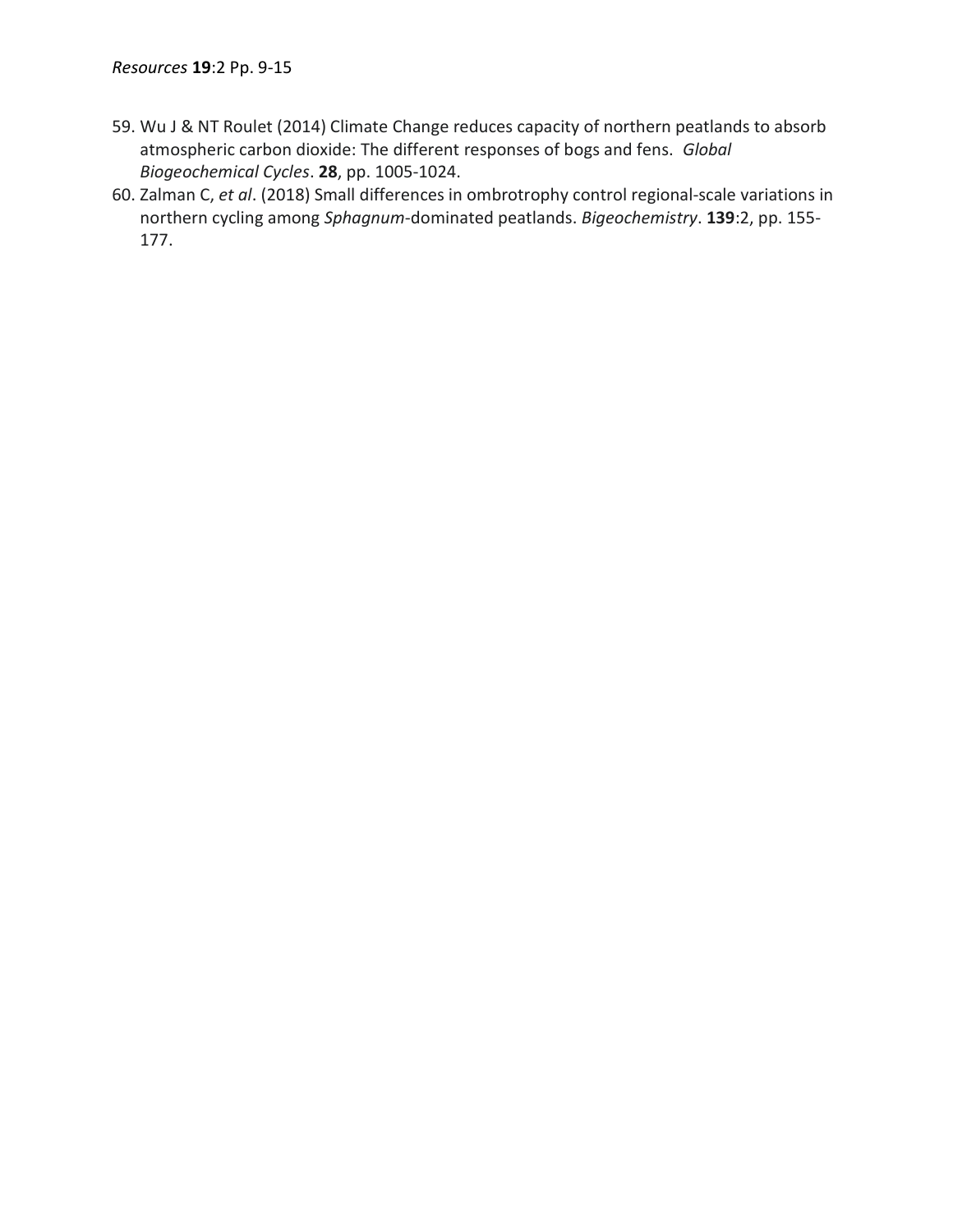59. Wu J & NT Roulet (2014) Climate Change reduces capacity of northern peatlands to absorb atmospheric carbon dioxide: The different responses of bogs and fens. *Global Biogeochemical Cycles*. **28**, pp. 1005-1024.
60. Zalman C, *et al*. (2018) Small differences in ombrotrophy control regional-scale variations in northern cycling among *Sphagnum*-dominated peatlands. *Bigeochemistry*. **139**:2, pp. 155-177.